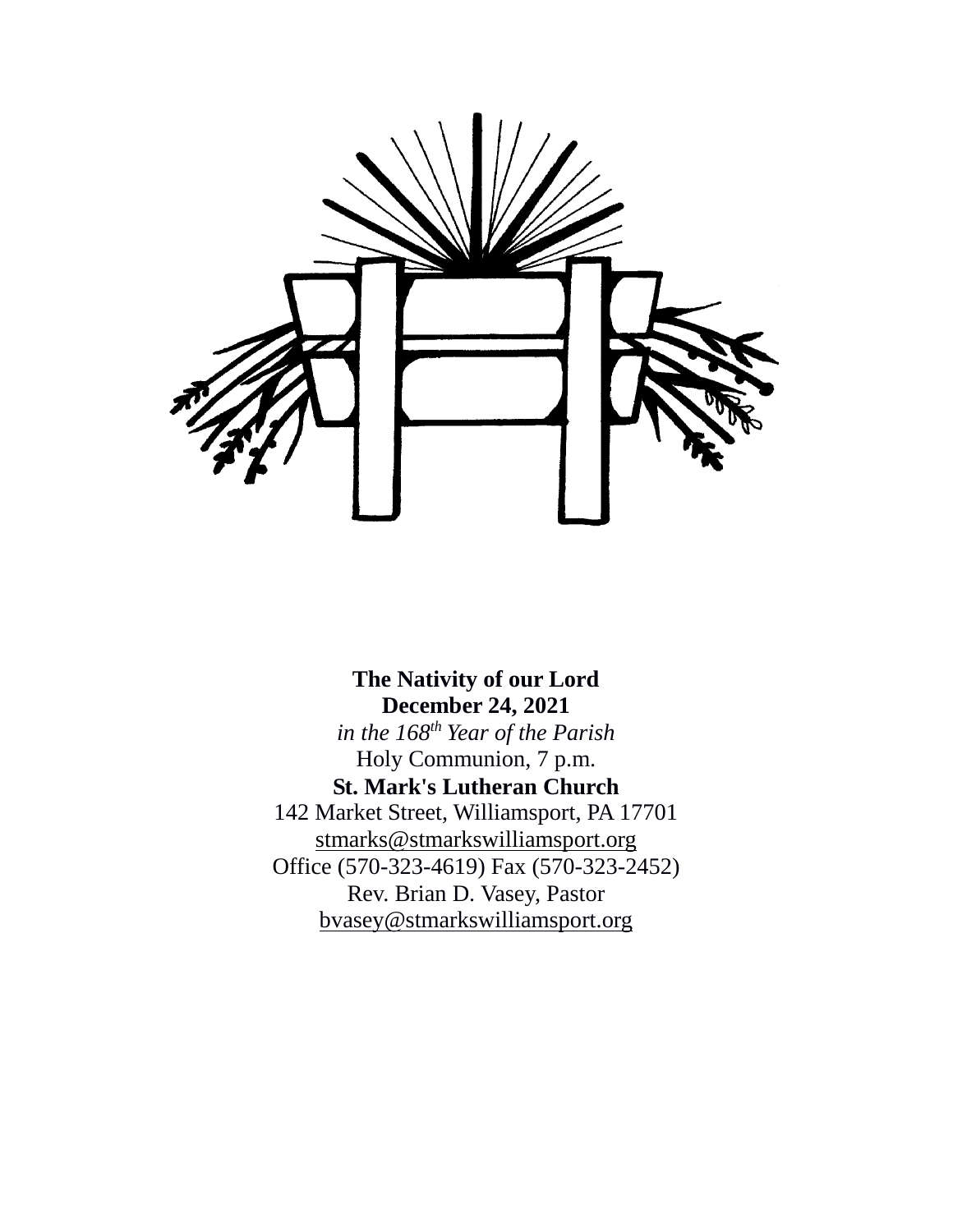**The Nativity of our Lord**
**December 24, 2021**
*in the 168th Year of the Parish*
Holy Communion, 7 p.m.
**St. Mark's Lutheran Church**
142 Market Street, Williamsport, PA 17701
stmarks@stmarkswilliamsport.org
Office (570-323-4619) Fax (570-323-2452)
Rev. Brian D. Vasey, Pastor
bvasey@stmarkswilliamsport.org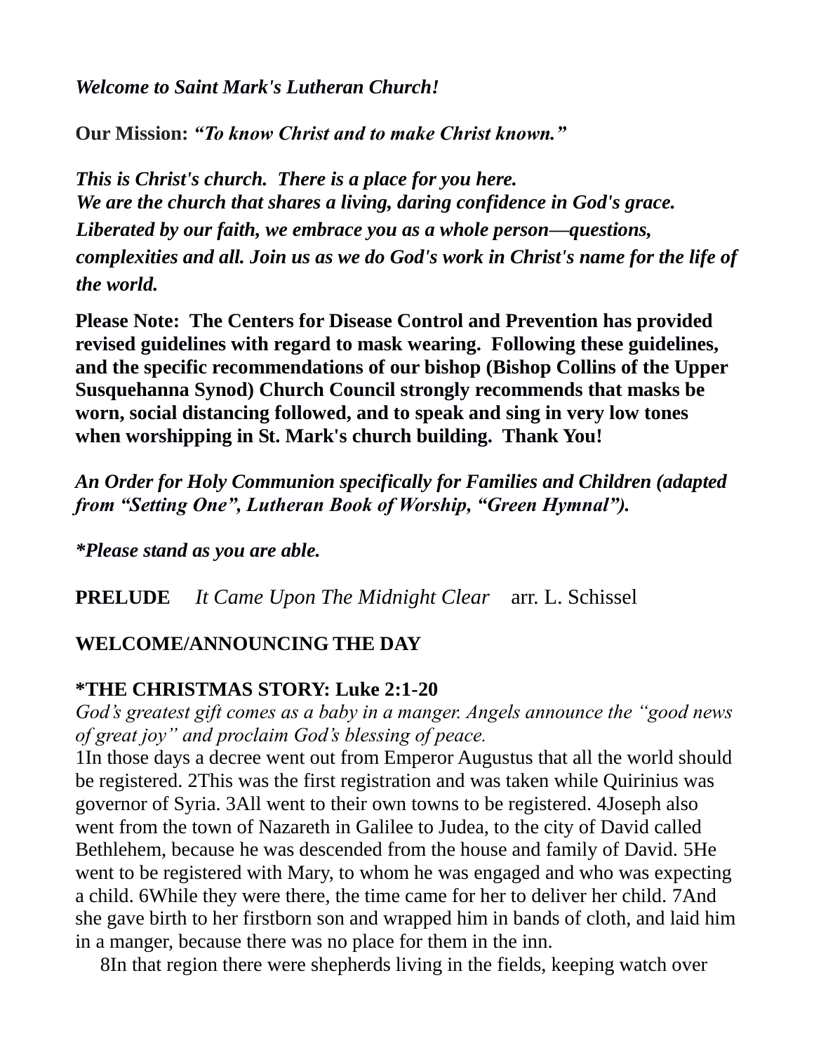*Welcome to Saint Mark's Lutheran Church!*

**Our Mission:** ***"To know Christ and to make Christ known."***

***This is Christ's church. There is a place for you here.***
***We are the church that shares a living, daring confidence in God's grace. Liberated by our faith, we embrace you as a whole person—questions, complexities and all. Join us as we do God's work in Christ's name for the life of the world.***

**Please Note: The Centers for Disease Control and Prevention has provided revised guidelines with regard to mask wearing. Following these guidelines, and the specific recommendations of our bishop (Bishop Collins of the Upper Susquehanna Synod) Church Council strongly recommends that masks be worn, social distancing followed, and to speak and sing in very low tones when worshipping in St. Mark's church building. Thank You!**

***An Order for Holy Communion specifically for Families and Children (adapted from "Setting One", Lutheran Book of Worship, "Green Hymnal").***

***\*Please stand as you are able.***

**PRELUDE** *It Came Upon The Midnight Clear* arr. L. Schissel

**WELCOME/ANNOUNCING THE DAY**

**\*THE CHRISTMAS STORY: Luke 2:1-20**

*God's greatest gift comes as a baby in a manger. Angels announce the "good news of great joy" and proclaim God's blessing of peace.*

1In those days a decree went out from Emperor Augustus that all the world should be registered. 2This was the first registration and was taken while Quirinius was governor of Syria. 3All went to their own towns to be registered. 4Joseph also went from the town of Nazareth in Galilee to Judea, to the city of David called Bethlehem, because he was descended from the house and family of David. 5He went to be registered with Mary, to whom he was engaged and who was expecting a child. 6While they were there, the time came for her to deliver her child. 7And she gave birth to her firstborn son and wrapped him in bands of cloth, and laid him in a manger, because there was no place for them in the inn.

8In that region there were shepherds living in the fields, keeping watch over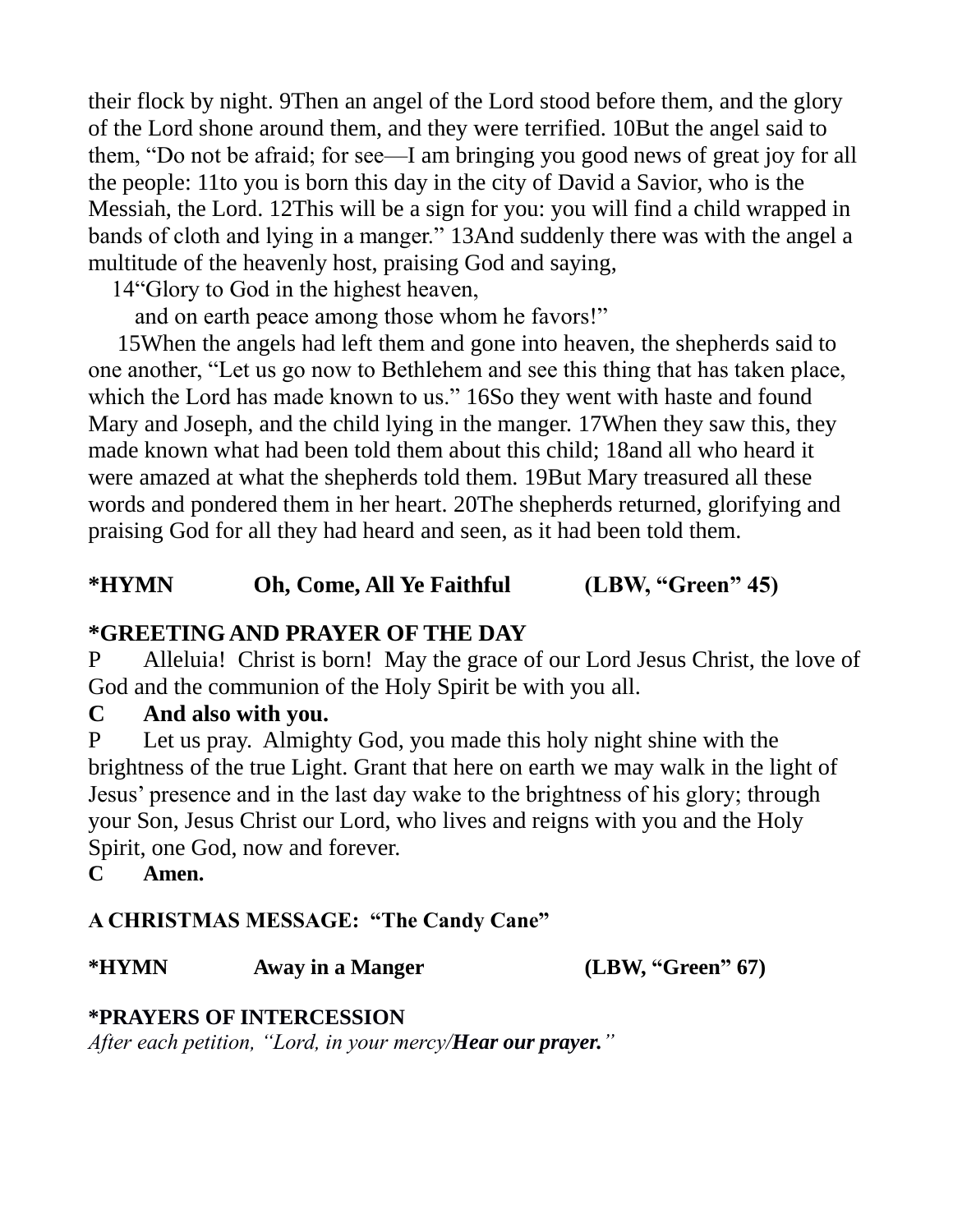their flock by night. 9Then an angel of the Lord stood before them, and the glory of the Lord shone around them, and they were terrified. 10But the angel said to them, "Do not be afraid; for see—I am bringing you good news of great joy for all the people: 11to you is born this day in the city of David a Savior, who is the Messiah, the Lord. 12This will be a sign for you: you will find a child wrapped in bands of cloth and lying in a manger." 13And suddenly there was with the angel a multitude of the heavenly host, praising God and saying,

14"Glory to God in the highest heaven,
and on earth peace among those whom he favors!"

15When the angels had left them and gone into heaven, the shepherds said to one another, "Let us go now to Bethlehem and see this thing that has taken place, which the Lord has made known to us." 16So they went with haste and found Mary and Joseph, and the child lying in the manger. 17When they saw this, they made known what had been told them about this child; 18and all who heard it were amazed at what the shepherds told them. 19But Mary treasured all these words and pondered them in her heart. 20The shepherds returned, glorifying and praising God for all they had heard and seen, as it had been told them.

**\*HYMN Oh, Come, All Ye Faithful (LBW, "Green" 45)**

**\*GREETING AND PRAYER OF THE DAY**

P Alleluia! Christ is born! May the grace of our Lord Jesus Christ, the love of God and the communion of the Holy Spirit be with you all.

**C And also with you.**

P Let us pray. Almighty God, you made this holy night shine with the brightness of the true Light. Grant that here on earth we may walk in the light of Jesus' presence and in the last day wake to the brightness of his glory; through your Son, Jesus Christ our Lord, who lives and reigns with you and the Holy Spirit, one God, now and forever.

**C Amen.**

**A CHRISTMAS MESSAGE: "The Candy Cane"**

**\*HYMN Away in a Manger (LBW, "Green" 67)**

**\*PRAYERS OF INTERCESSION**

*After each petition, "Lord, in your mercy/**Hear our prayer.**"*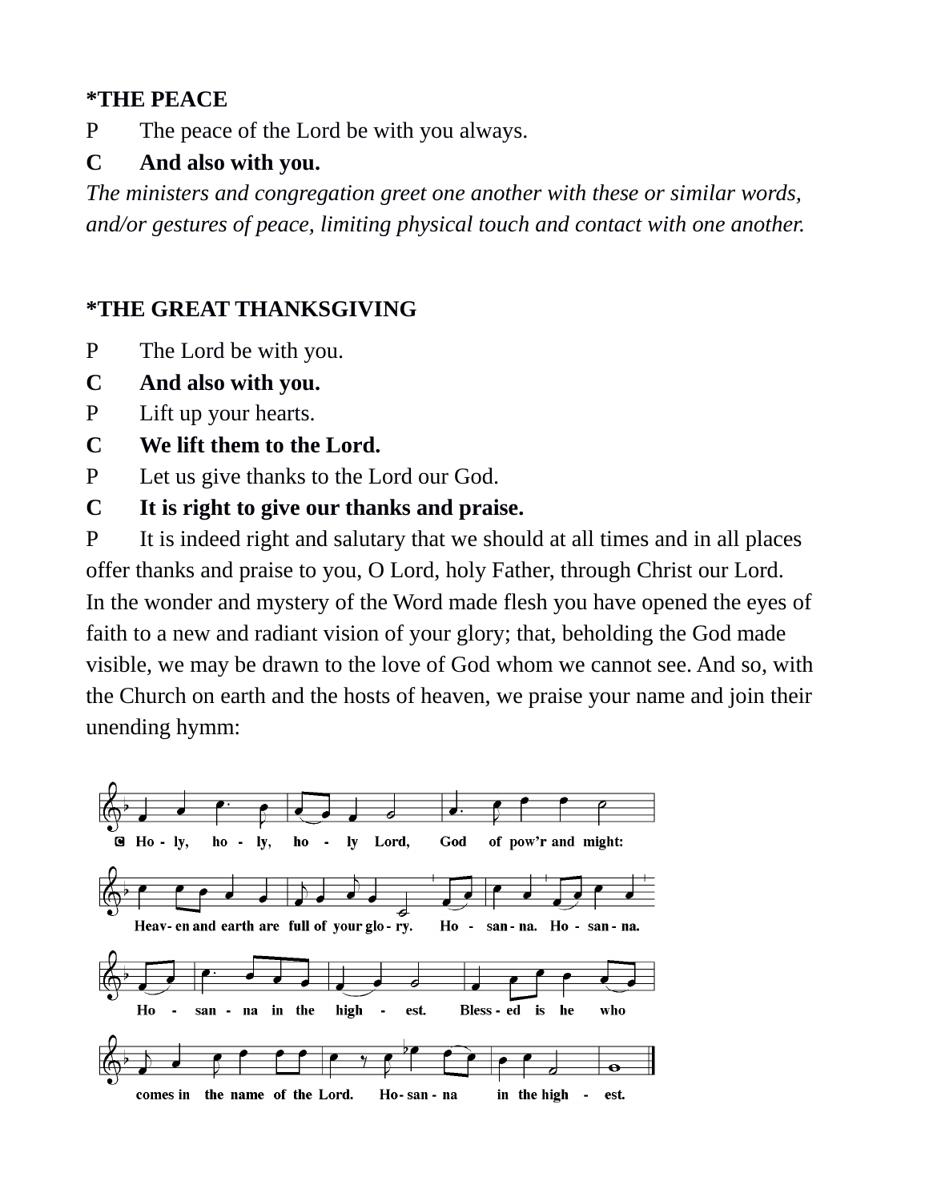**\*THE PEACE**

P	The peace of the Lord be with you always.

**C	And also with you.**

*The ministers and congregation greet one another with these or similar words, and/or gestures of peace, limiting physical touch and contact with one another.*

**\*THE GREAT THANKSGIVING**

P	The Lord be with you.

**C	And also with you.**

P	Lift up your hearts.

**C	We lift them to the Lord.**

P	Let us give thanks to the Lord our God.

**C	It is right to give our thanks and praise.**

P	It is indeed right and salutary that we should at all times and in all places offer thanks and praise to you, O Lord, holy Father, through Christ our Lord. In the wonder and mystery of the Word made flesh you have opened the eyes of faith to a new and radiant vision of your glory; that, beholding the God made visible, we may be drawn to the love of God whom we cannot see. And so, with the Church on earth and the hosts of heaven, we praise your name and join their unending hymm:

**C Ho - ly, ho - ly, ho - ly Lord, God of pow'r and might: Heav - en and earth are full of your glo - ry. Ho - san - na. Ho - san - na. Ho - san - na in the high - est. Bless - ed is he who comes in the name of the Lord. Ho - san - na in the high - est.**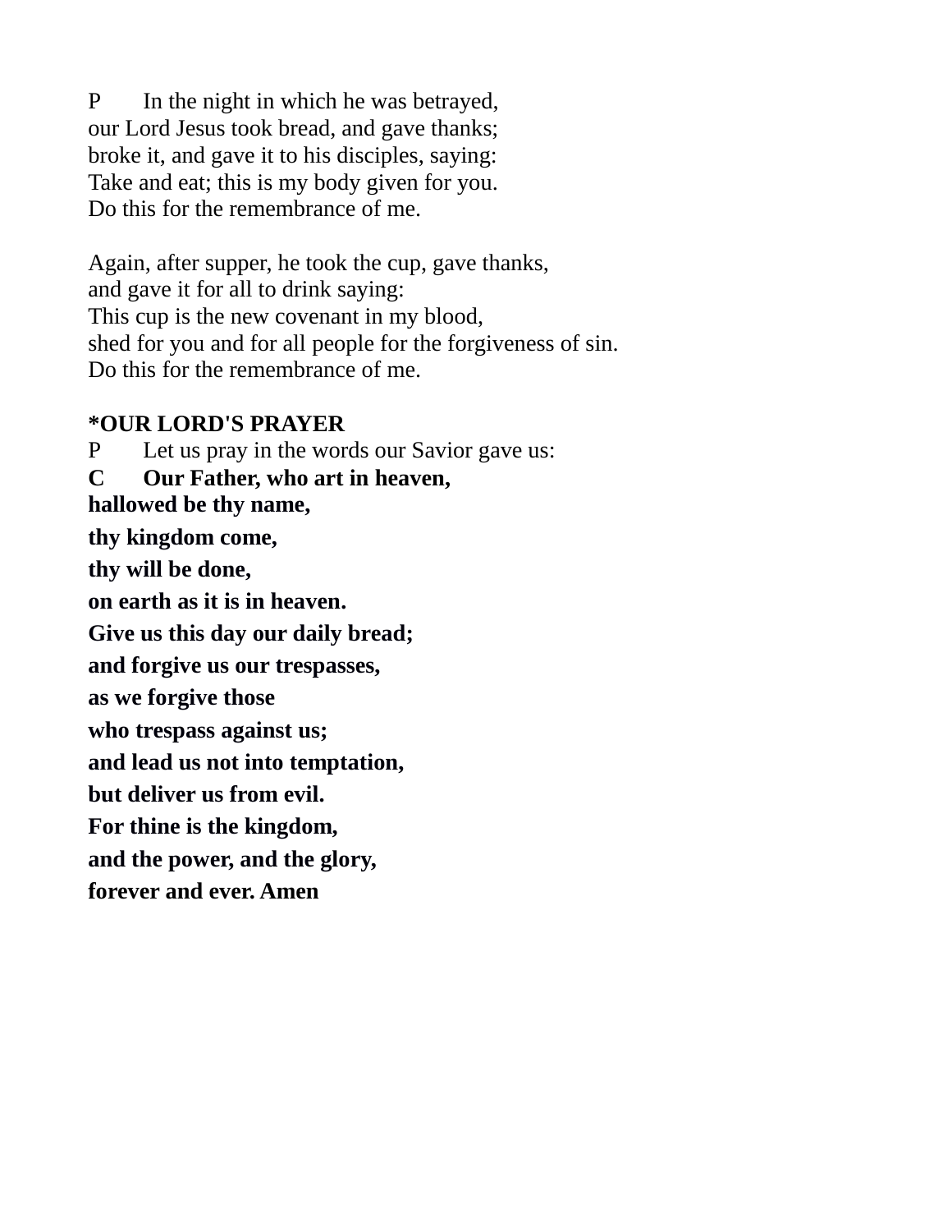P In the night in which he was betrayed,
our Lord Jesus took bread, and gave thanks;
broke it, and gave it to his disciples, saying:
Take and eat; this is my body given for you.
Do this for the remembrance of me.

Again, after supper, he took the cup, gave thanks,
and gave it for all to drink saying:
This cup is the new covenant in my blood,
shed for you and for all people for the forgiveness of sin.
Do this for the remembrance of me.

**\*OUR LORD'S PRAYER**

P Let us pray in the words our Savior gave us:

**C Our Father, who art in heaven,**
**hallowed be thy name,**
**thy kingdom come,**
**thy will be done,**
**on earth as it is in heaven.**
**Give us this day our daily bread;**
**and forgive us our trespasses,**
**as we forgive those**
**who trespass against us;**
**and lead us not into temptation,**
**but deliver us from evil.**
**For thine is the kingdom,**
**and the power, and the glory,**
**forever and ever. Amen**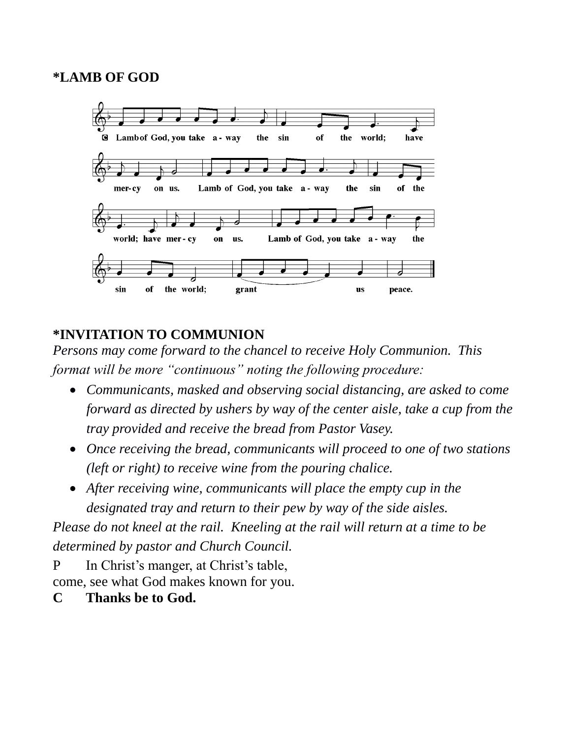**\*LAMB OF GOD**

C Lamb of God, you take a- way the sin of the world; have mer-cy on us. Lamb of God, you take a- way the sin of the world; have mer- cy on us. Lamb of God, you take a- way the sin of the world; grant us peace.

**\*INVITATION TO COMMUNION**

*Persons may come forward to the chancel to receive Holy Communion. This format will be more "continuous" noting the following procedure:*

- *Communicants, masked and observing social distancing, are asked to come forward as directed by ushers by way of the center aisle, take a cup from the tray provided and receive the bread from Pastor Vasey.*
- *Once receiving the bread, communicants will proceed to one of two stations (left or right) to receive wine from the pouring chalice.*
- *After receiving wine, communicants will place the empty cup in the designated tray and return to their pew by way of the side aisles.*

*Please do not kneel at the rail. Kneeling at the rail will return at a time to be determined by pastor and Church Council.*

P In Christ's manger, at Christ's table,
come, see what God makes known for you.

**C Thanks be to God.**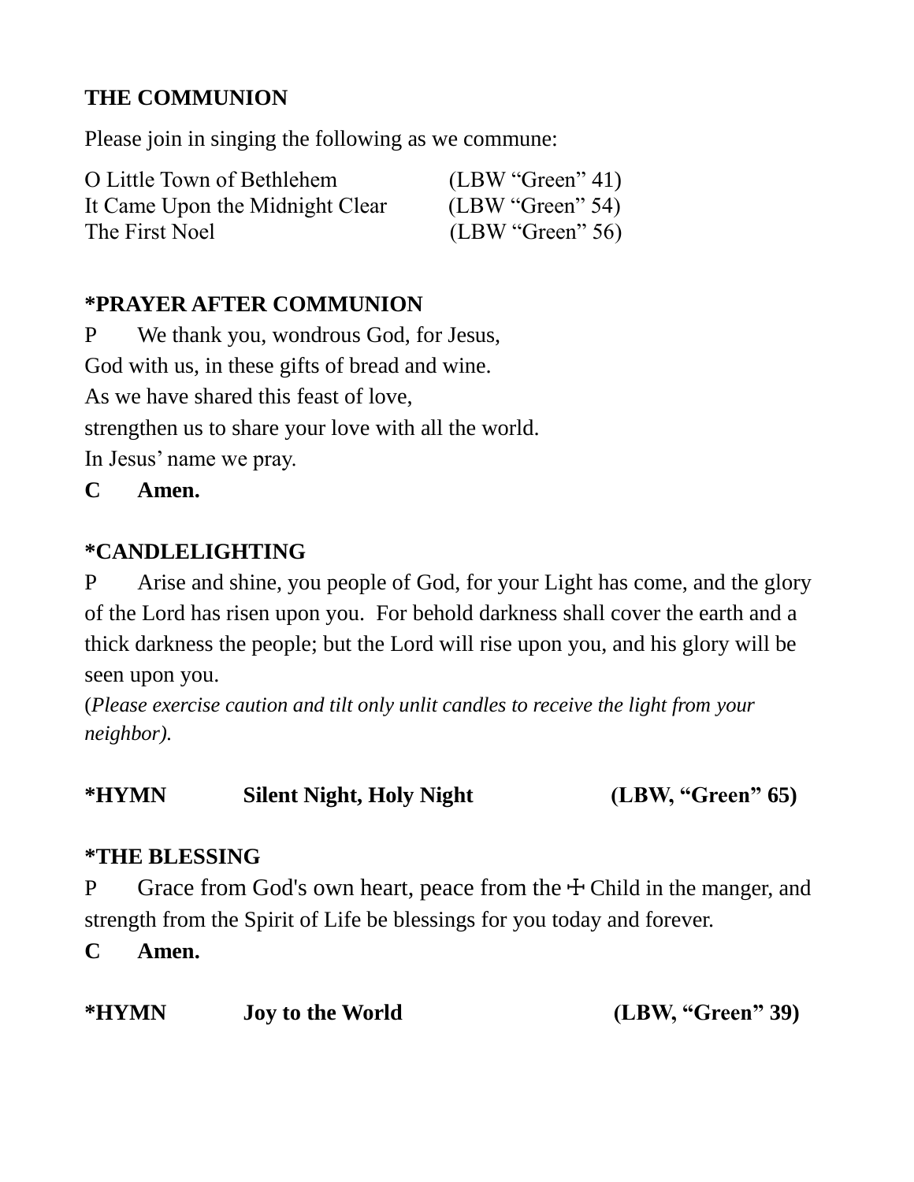**THE COMMUNION**

Please join in singing the following as we commune:

O Little Town of Bethlehem (LBW "Green" 41)
It Came Upon the Midnight Clear (LBW "Green" 54)
The First Noel (LBW "Green" 56)

**\*PRAYER AFTER COMMUNION**

P We thank you, wondrous God, for Jesus,
God with us, in these gifts of bread and wine.
As we have shared this feast of love,
strengthen us to share your love with all the world.
In Jesus' name we pray.

**C Amen.**

**\*CANDLELIGHTING**

P Arise and shine, you people of God, for your Light has come, and the glory of the Lord has risen upon you. For behold darkness shall cover the earth and a thick darkness the people; but the Lord will rise upon you, and his glory will be seen upon you.

(*Please exercise caution and tilt only unlit candles to receive the light from your neighbor).*

**\*HYMN Silent Night, Holy Night (LBW, "Green" 65)**

**\*THE BLESSING**

P Grace from God's own heart, peace from the ☩ Child in the manger, and strength from the Spirit of Life be blessings for you today and forever.

**C Amen.**

**\*HYMN Joy to the World (LBW, "Green" 39)**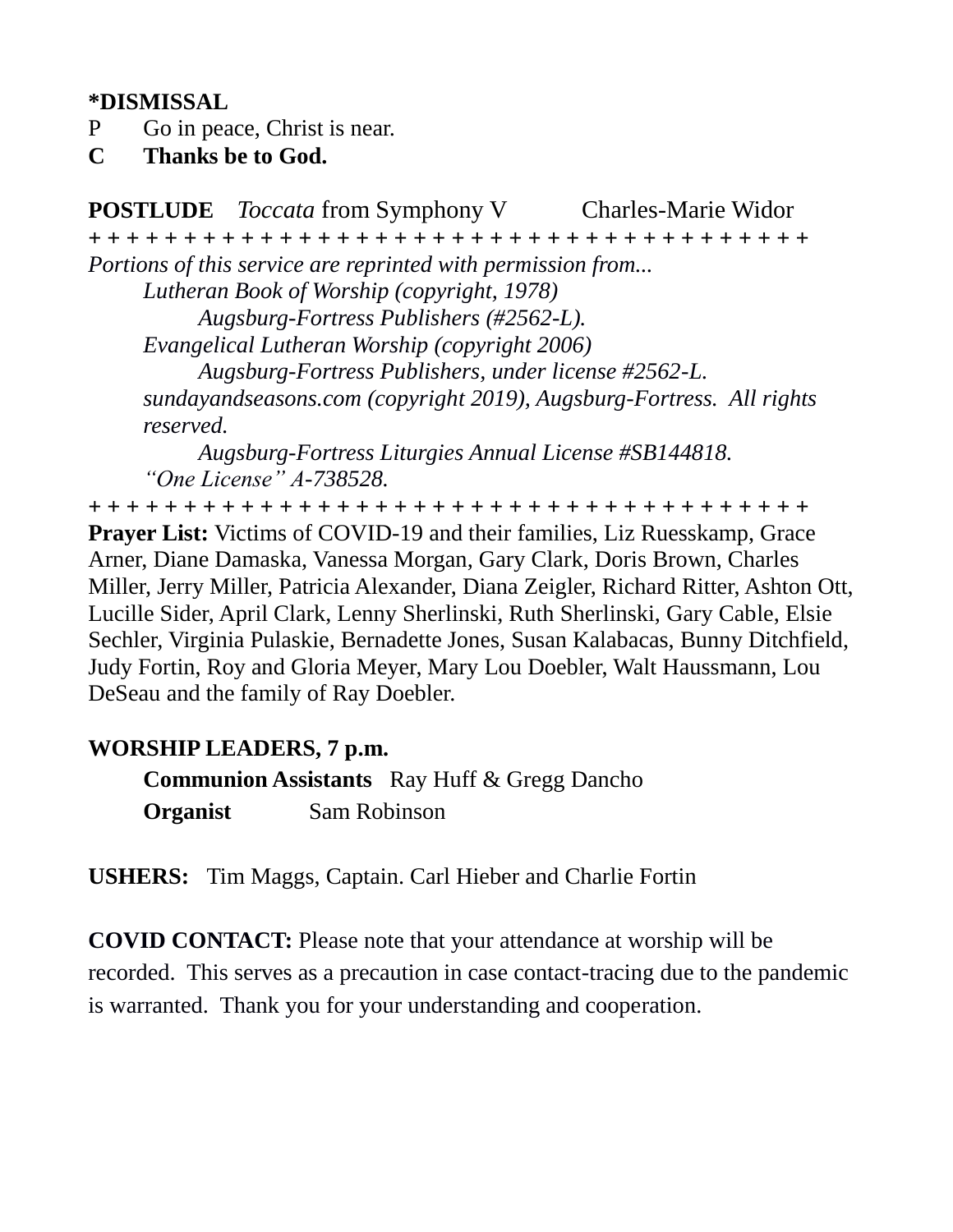**\*DISMISSAL**

P Go in peace, Christ is near.

**C Thanks be to God.**

**POSTLUDE** *Toccata* from Symphony V Charles-Marie Widor

+ + + + + + + + + + + + + + + + + + + + + + + + + + + + + + + + + + + + + + +

*Portions of this service are reprinted with permission from...*

*Lutheran Book of Worship (copyright, 1978)*
*Augsburg-Fortress Publishers (#2562-L).*
*Evangelical Lutheran Worship (copyright 2006)*
*Augsburg-Fortress Publishers, under license #2562-L.*
*sundayandseasons.com (copyright 2019), Augsburg-Fortress. All rights reserved.*
*Augsburg-Fortress Liturgies Annual License #SB144818.*
*"One License" A-738528.*

+ + + + + + + + + + + + + + + + + + + + + + + + + + + + + + + + + + + + + + +

**Prayer List:** Victims of COVID-19 and their families, Liz Ruesskamp, Grace Arner, Diane Damaska, Vanessa Morgan, Gary Clark, Doris Brown, Charles Miller, Jerry Miller, Patricia Alexander, Diana Zeigler, Richard Ritter, Ashton Ott, Lucille Sider, April Clark, Lenny Sherlinski, Ruth Sherlinski, Gary Cable, Elsie Sechler, Virginia Pulaskie, Bernadette Jones, Susan Kalabacas, Bunny Ditchfield, Judy Fortin, Roy and Gloria Meyer, Mary Lou Doebler, Walt Haussmann, Lou DeSeau and the family of Ray Doebler.

**WORSHIP LEADERS, 7 p.m.**

**Communion Assistants** Ray Huff & Gregg Dancho
**Organist** Sam Robinson

**USHERS:** Tim Maggs, Captain. Carl Hieber and Charlie Fortin

**COVID CONTACT:** Please note that your attendance at worship will be recorded. This serves as a precaution in case contact-tracing due to the pandemic is warranted. Thank you for your understanding and cooperation.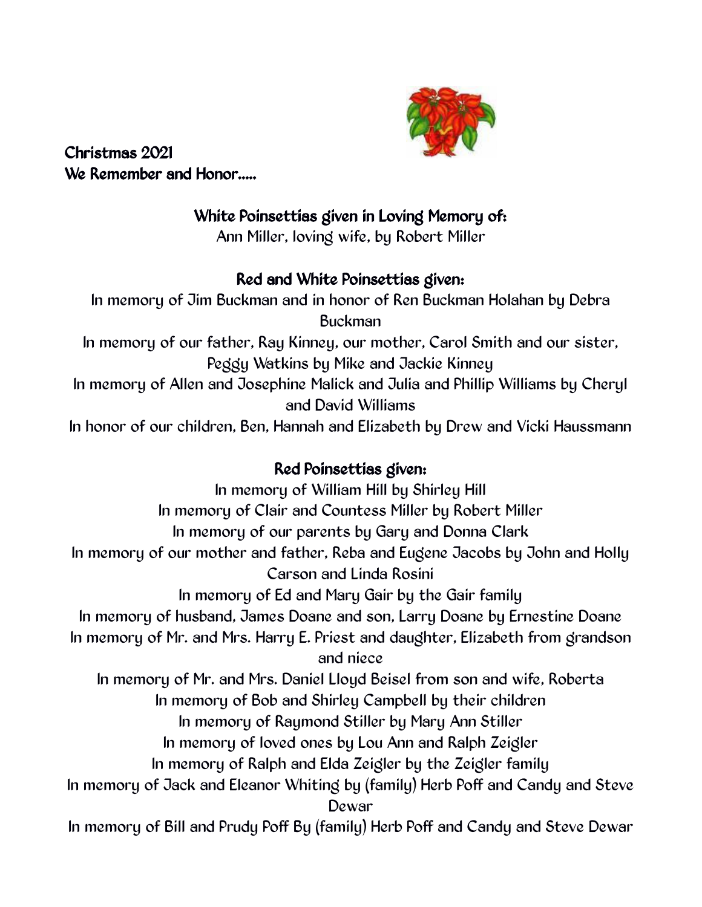**Christmas 2021**
**We Remember and Honor.....**

### White Poinsettias given in Loving Memory of:

Ann Miller, loving wife, by Robert Miller

### Red and White Poinsettias given:

In memory of Jim Buckman and in honor of Ren Buckman Holahan by Debra Buckman

In memory of our father, Ray Kinney, our mother, Carol Smith and our sister, Peggy Watkins by Mike and Jackie Kinney

In memory of Allen and Josephine Malick and Julia and Phillip Williams by Cheryl and David Williams

In honor of our children, Ben, Hannah and Elizabeth by Drew and Vicki Haussmann

### Red Poinsettias given:

In memory of William Hill by Shirley Hill

In memory of Clair and Countess Miller by Robert Miller

In memory of our parents by Gary and Donna Clark

In memory of our mother and father, Reba and Eugene Jacobs by John and Holly Carson and Linda Rosini

In memory of Ed and Mary Gair by the Gair family

In memory of husband, James Doane and son, Larry Doane by Ernestine Doane

In memory of Mr. and Mrs. Harry E. Priest and daughter, Elizabeth from grandson and niece

In memory of Mr. and Mrs. Daniel Lloyd Beisel from son and wife, Roberta

In memory of Bob and Shirley Campbell by their children

In memory of Raymond Stiller by Mary Ann Stiller

In memory of loved ones by Lou Ann and Ralph Zeigler

In memory of Ralph and Elda Zeigler by the Zeigler family

In memory of Jack and Eleanor Whiting by (family) Herb Poff and Candy and Steve Dewar

In memory of Bill and Prudy Poff By (family) Herb Poff and Candy and Steve Dewar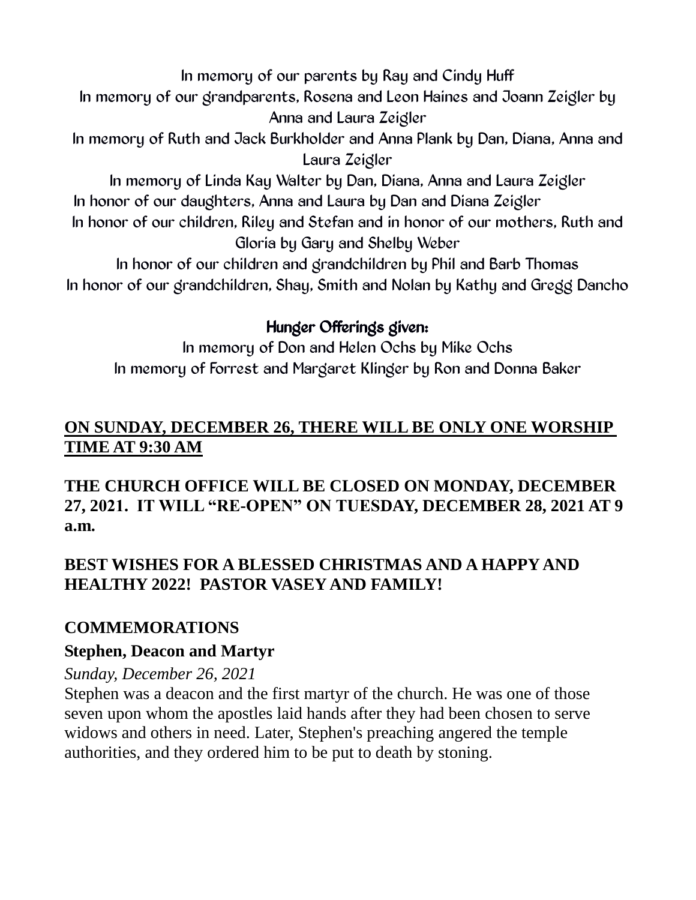In memory of our parents by Ray and Cindy Huff
In memory of our grandparents, Rosena and Leon Haines and Joann Zeigler by Anna and Laura Zeigler
In memory of Ruth and Jack Burkholder and Anna Plank by Dan, Diana, Anna and Laura Zeigler
In memory of Linda Kay Walter by Dan, Diana, Anna and Laura Zeigler
In honor of our daughters, Anna and Laura by Dan and Diana Zeigler
In honor of our children, Riley and Stefan and in honor of our mothers, Ruth and Gloria by Gary and Shelby Weber
In honor of our children and grandchildren by Phil and Barb Thomas
In honor of our grandchildren, Shay, Smith and Nolan by Kathy and Gregg Dancho

**Hunger Offerings given:**

In memory of Don and Helen Ochs by Mike Ochs
In memory of Forrest and Margaret Klinger by Ron and Donna Baker

**ON SUNDAY, DECEMBER 26, THERE WILL BE ONLY ONE WORSHIP TIME AT 9:30 AM**

**THE CHURCH OFFICE WILL BE CLOSED ON MONDAY, DECEMBER 27, 2021. IT WILL "RE-OPEN" ON TUESDAY, DECEMBER 28, 2021 AT 9 a.m.**

**BEST WISHES FOR A BLESSED CHRISTMAS AND A HAPPY AND HEALTHY 2022! PASTOR VASEY AND FAMILY!**

## COMMEMORATIONS

### Stephen, Deacon and Martyr

*Sunday, December 26, 2021*

Stephen was a deacon and the first martyr of the church. He was one of those seven upon whom the apostles laid hands after they had been chosen to serve widows and others in need. Later, Stephen's preaching angered the temple authorities, and they ordered him to be put to death by stoning.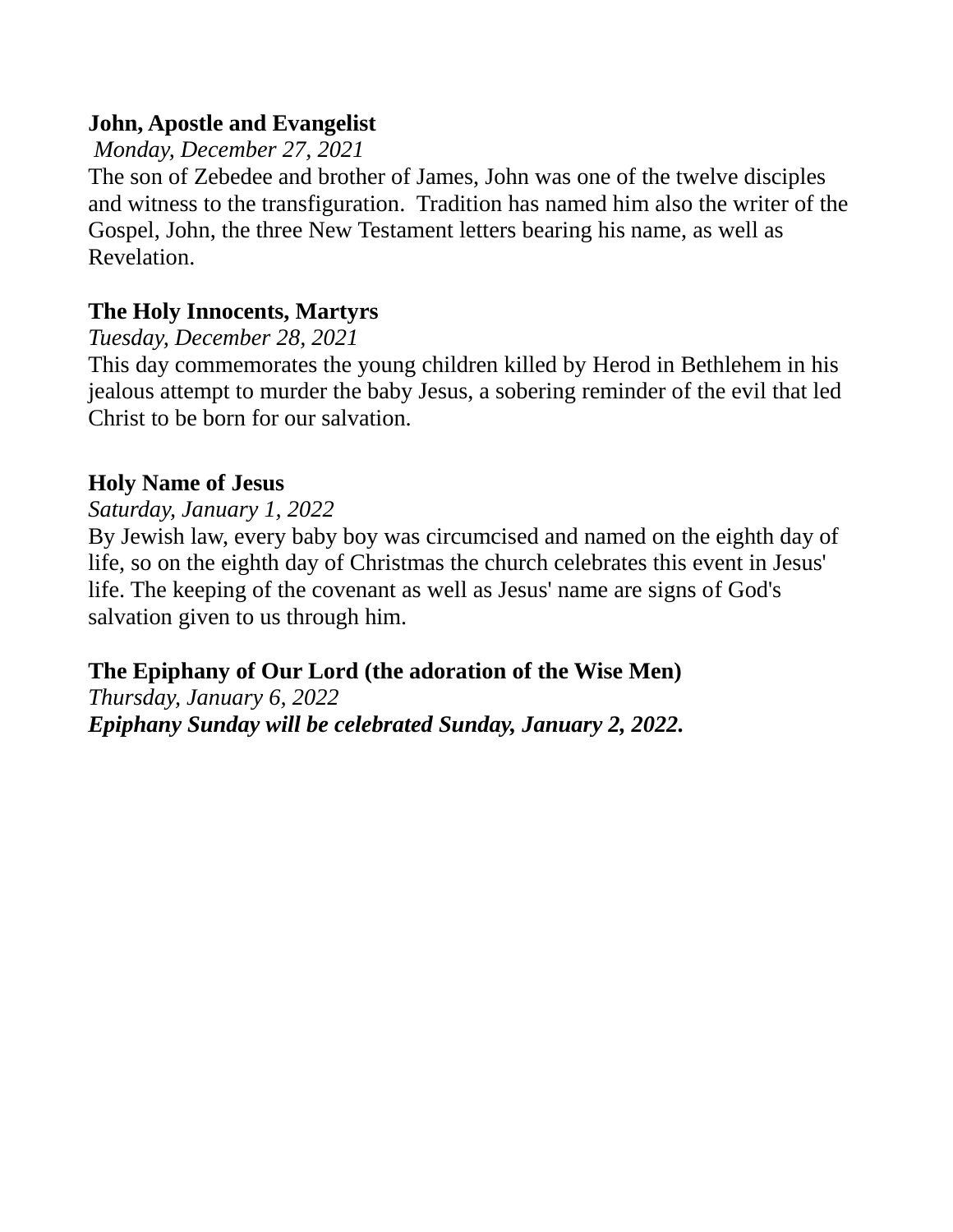**John, Apostle and Evangelist**

*Monday, December 27, 2021*

The son of Zebedee and brother of James, John was one of the twelve disciples and witness to the transfiguration. Tradition has named him also the writer of the Gospel, John, the three New Testament letters bearing his name, as well as Revelation.

**The Holy Innocents, Martyrs**

*Tuesday, December 28, 2021*

This day commemorates the young children killed by Herod in Bethlehem in his jealous attempt to murder the baby Jesus, a sobering reminder of the evil that led Christ to be born for our salvation.

**Holy Name of Jesus**

*Saturday, January 1, 2022*

By Jewish law, every baby boy was circumcised and named on the eighth day of life, so on the eighth day of Christmas the church celebrates this event in Jesus' life. The keeping of the covenant as well as Jesus' name are signs of God's salvation given to us through him.

**The Epiphany of Our Lord (the adoration of the Wise Men)**

*Thursday, January 6, 2022*

***Epiphany Sunday will be celebrated Sunday, January 2, 2022.***